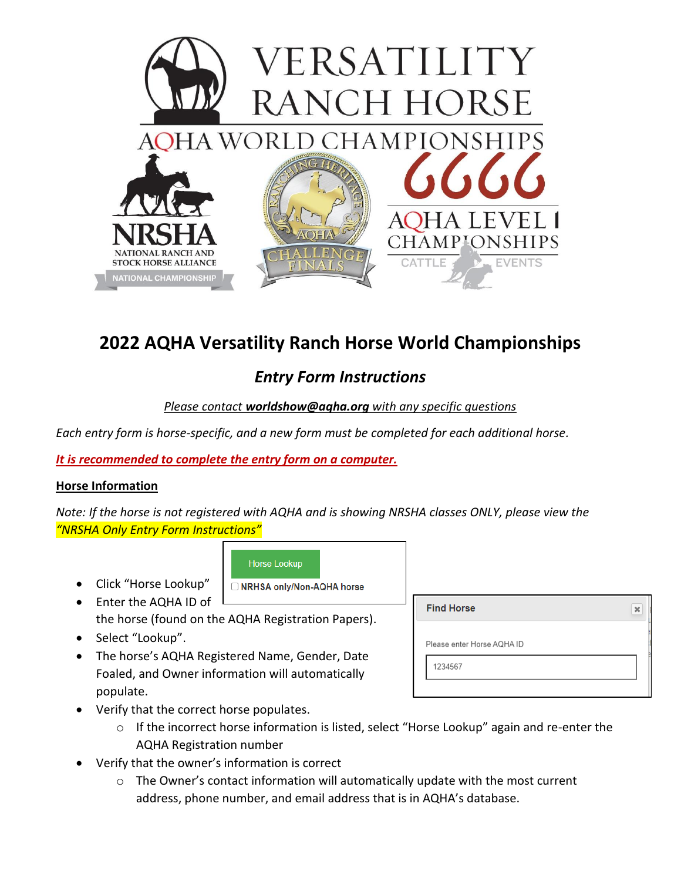# 2022 AQHA Versatility Ranch Horse World Championships

## *Entry Form Instructions*

*Please contact **worldshow@aqha.org** with any specific questions*

*Each entry form is horse-specific, and a new form must be completed for each additional horse.*

***It is recommended to complete the entry form on a computer.***

**Horse Information**

*Note: If the horse is not registered with AQHA and is showing NRSHA classes ONLY, please view the "NRSHA Only Entry Form Instructions"*

- Click "Horse Lookup"
- Enter the AQHA ID of the horse (found on the AQHA Registration Papers).
- Select "Lookup".
- The horse's AQHA Registered Name, Gender, Date Foaled, and Owner information will automatically populate.
- Verify that the correct horse populates.
  - If the incorrect horse information is listed, select "Horse Lookup" again and re-enter the AQHA Registration number
- Verify that the owner's information is correct
  - The Owner's contact information will automatically update with the most current address, phone number, and email address that is in AQHA's database.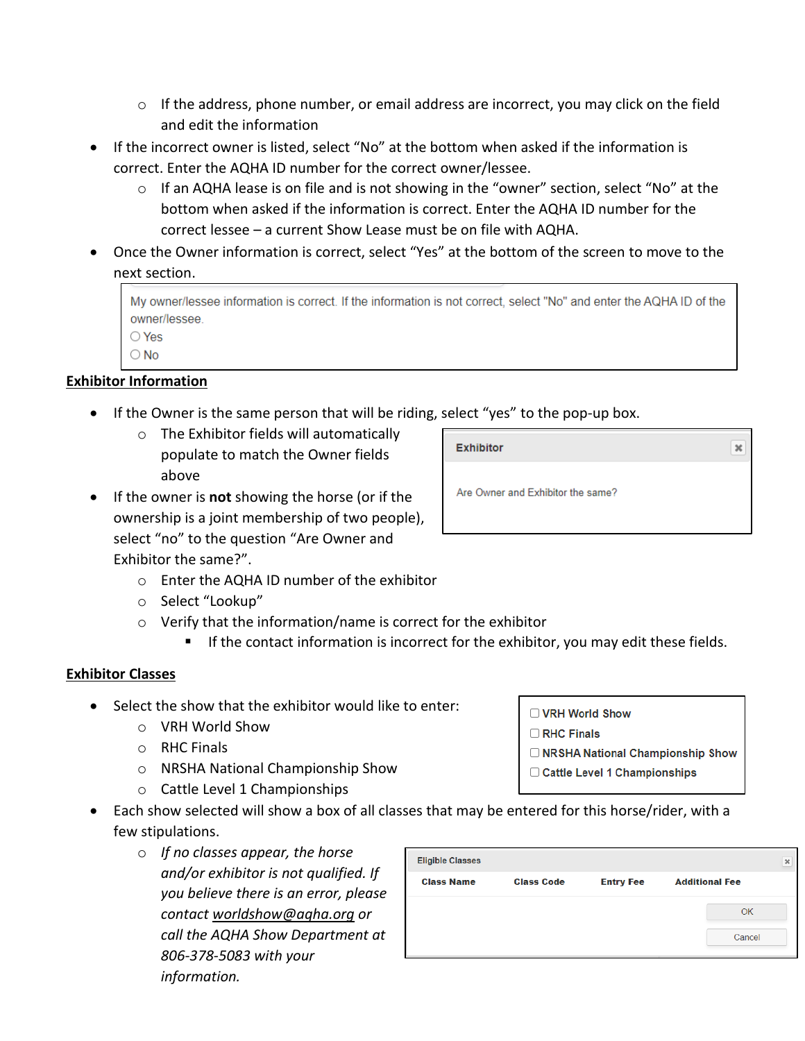- If the address, phone number, or email address are incorrect, you may click on the field and edit the information
- If the incorrect owner is listed, select "No" at the bottom when asked if the information is correct. Enter the AQHA ID number for the correct owner/lessee.
  - If an AQHA lease is on file and is not showing in the "owner" section, select "No" at the bottom when asked if the information is correct. Enter the AQHA ID number for the correct lessee – a current Show Lease must be on file with AQHA.
- Once the Owner information is correct, select "Yes" at the bottom of the screen to move to the next section.

> My owner/lessee information is correct. If the information is not correct, select "No" and enter the AQHA ID of the owner/lessee.
> ○ Yes
> ○ No

## Exhibitor Information

- If the Owner is the same person that will be riding, select "yes" to the pop-up box.
  - The Exhibitor fields will automatically populate to match the Owner fields above

> **Exhibitor**
>
> Are Owner and Exhibitor the same?

- If the owner is **not** showing the horse (or if the ownership is a joint membership of two people), select "no" to the question "Are Owner and Exhibitor the same?".
  - Enter the AQHA ID number of the exhibitor
  - Select "Lookup"
  - Verify that the information/name is correct for the exhibitor
    - If the contact information is incorrect for the exhibitor, you may edit these fields.

## Exhibitor Classes

- Select the show that the exhibitor would like to enter:
  - VRH World Show
  - RHC Finals
  - NRSHA National Championship Show
  - Cattle Level 1 Championships

> ☐ VRH World Show
> ☐ RHC Finals
> ☐ NRSHA National Championship Show
> ☐ Cattle Level 1 Championships

- Each show selected will show a box of all classes that may be entered for this horse/rider, with a few stipulations.
  - *If no classes appear, the horse and/or exhibitor is not qualified. If you believe there is an error, please contact worldshow@aqha.org or call the AQHA Show Department at 806-378-5083 with your information.*

> **Eligible Classes**

| Class Name | Class Code | Entry Fee | Additional Fee |
| --- | --- | --- | --- |

> OK
> Cancel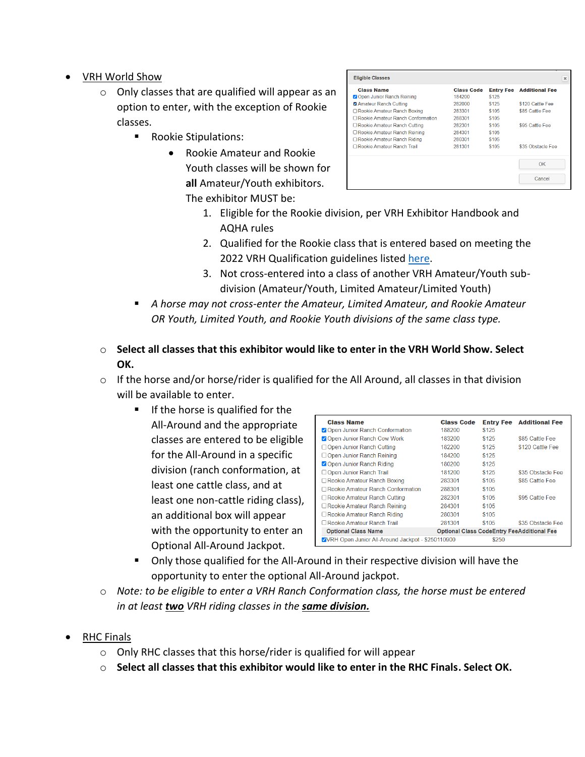- VRH World Show
  - Only classes that are qualified will appear as an option to enter, with the exception of Rookie classes.
    - Rookie Stipulations:
      - Rookie Amateur and Rookie Youth classes will be shown for **all** Amateur/Youth exhibitors. The exhibitor MUST be:
        1. Eligible for the Rookie division, per VRH Exhibitor Handbook and AQHA rules
        2. Qualified for the Rookie class that is entered based on meeting the 2022 VRH Qualification guidelines listed here.
        3. Not cross-entered into a class of another VRH Amateur/Youth sub-division (Amateur/Youth, Limited Amateur/Limited Youth)
    - *A horse may not cross-enter the Amateur, Limited Amateur, and Rookie Amateur OR Youth, Limited Youth, and Rookie Youth divisions of the same class type.*

Eligible Classes

| Class Name | Class Code | Entry Fee | Additional Fee |
|---|---|---|---|
| ☑ Open Junior Ranch Reining | 184200 | $125 | |
| ☑ Amateur Ranch Cutting | 282000 | $125 | $120 Cattle Fee |
| ☐ Rookie Amateur Ranch Boxing | 283301 | $105 | $85 Cattle Fee |
| ☐ Rookie Amateur Ranch Conformation | 288301 | $105 | |
| ☐ Rookie Amateur Ranch Cutting | 282301 | $105 | $95 Cattle Fee |
| ☐ Rookie Amateur Ranch Reining | 284301 | $105 | |
| ☐ Rookie Amateur Ranch Riding | 280301 | $105 | |
| ☐ Rookie Amateur Ranch Trail | 281301 | $105 | $35 Obstacle Fee |

OK | Cancel

  - **Select all classes that this exhibitor would like to enter in the VRH World Show. Select OK.**
  - If the horse and/or horse/rider is qualified for the All Around, all classes in that division will be available to enter.
    - If the horse is qualified for the All-Around and the appropriate classes are entered to be eligible for the All-Around in a specific division (ranch conformation, at least one cattle class, and at least one non-cattle riding class), an additional box will appear with the opportunity to enter an Optional All-Around Jackpot.

| Class Name | Class Code | Entry Fee | Additional Fee |
|---|---|---|---|
| ☑ Open Junior Ranch Conformation | 188200 | $125 | |
| ☑ Open Junior Ranch Cow Work | 183200 | $125 | $85 Cattle Fee |
| ☐ Open Junior Ranch Cutting | 182200 | $125 | $120 Cattle Fee |
| ☐ Open Junior Ranch Reining | 184200 | $125 | |
| ☑ Open Junior Ranch Riding | 180200 | $125 | |
| ☐ Open Junior Ranch Trail | 181200 | $125 | $35 Obstacle Fee |
| ☐ Rookie Amateur Ranch Boxing | 283301 | $105 | $85 Cattle Fee |
| ☐ Rookie Amateur Ranch Conformation | 288301 | $105 | |
| ☐ Rookie Amateur Ranch Cutting | 282301 | $105 | $95 Cattle Fee |
| ☐ Rookie Amateur Ranch Reining | 284301 | $105 | |
| ☐ Rookie Amateur Ranch Riding | 280301 | $105 | |
| ☐ Rookie Amateur Ranch Trail | 281301 | $105 | $35 Obstacle Fee |
| **Optional Class Name** | **Optional Class Code** | **Entry Fee** | **Additional Fee** |
| ☑ VRH Open Junior All-Around Jackpot - $250 | 110900 | $250 | |

    - Only those qualified for the All-Around in their respective division will have the opportunity to enter the optional All-Around jackpot.
  - *Note: to be eligible to enter a VRH Ranch Conformation class, the horse must be entered in at least **two** VRH riding classes in the **same division.***

- RHC Finals
  - Only RHC classes that this horse/rider is qualified for will appear
  - **Select all classes that this exhibitor would like to enter in the RHC Finals. Select OK.**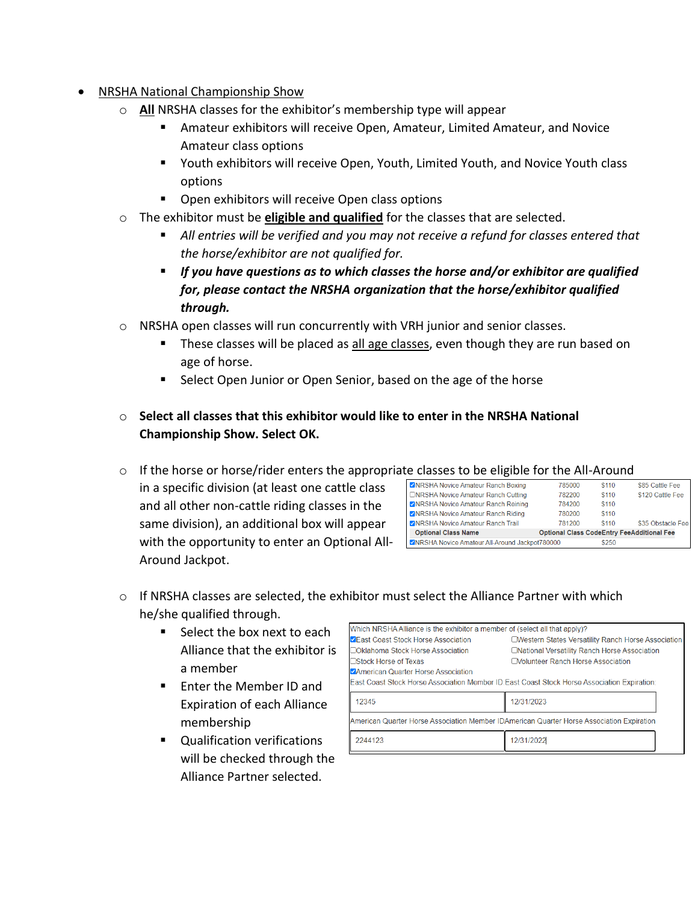- <u>NRSHA National Championship Show</u>
  - **<u>All</u>** NRSHA classes for the exhibitor's membership type will appear
    - Amateur exhibitors will receive Open, Amateur, Limited Amateur, and Novice Amateur class options
    - Youth exhibitors will receive Open, Youth, Limited Youth, and Novice Youth class options
    - Open exhibitors will receive Open class options
  - The exhibitor must be **<u>eligible and qualified</u>** for the classes that are selected.
    - *All entries will be verified and you may not receive a refund for classes entered that the horse/exhibitor are not qualified for.*
    - ***If you have questions as to which classes the horse and/or exhibitor are qualified for, please contact the NRSHA organization that the horse/exhibitor qualified through.***
  - NRSHA open classes will run concurrently with VRH junior and senior classes.
    - These classes will be placed as <u>all age classes</u>, even though they are run based on age of horse.
    - Select Open Junior or Open Senior, based on the age of the horse
  - **Select all classes that this exhibitor would like to enter in the NRSHA National Championship Show. Select OK.**
  - If the horse or horse/rider enters the appropriate classes to be eligible for the All-Around in a specific division (at least one cattle class and all other non-cattle riding classes in the same division), an additional box will appear with the opportunity to enter an Optional All-Around Jackpot.

| | | | |
|---|---|---|---|
| ☑NRSHA Novice Amateur Ranch Boxing | 785000 | $110 | $85 Cattle Fee |
| ☐NRSHA Novice Amateur Ranch Cutting | 782200 | $110 | $120 Cattle Fee |
| ☑NRSHA Novice Amateur Ranch Reining | 784200 | $110 | |
| ☑NRSHA Novice Amateur Ranch Riding | 780200 | $110 | |
| ☑NRSHA Novice Amateur Ranch Trail | 781200 | $110 | $35 Obstacle Fee |
| **Optional Class Name** | **Optional Class Code** | **Entry Fee** | **Additional Fee** |
| ☑NRSHA Novice Amateur All-Around Jackpot | 780000 | $250 | |

  - If NRSHA classes are selected, the exhibitor must select the Alliance Partner with which he/she qualified through.
    - Select the box next to each Alliance that the exhibitor is a member
    - Enter the Member ID and Expiration of each Alliance membership
    - Qualification verifications will be checked through the Alliance Partner selected.

Which NRSHA Alliance is the exhibitor a member of (select all that apply)?

| | |
|---|---|
| ☑East Coast Stock Horse Association | ☐Western States Versatility Ranch Horse Association |
| ☐Oklahoma Stock Horse Association | ☐National Versatility Ranch Horse Association |
| ☐Stock Horse of Texas | ☐Volunteer Ranch Horse Association |
| ☑American Quarter Horse Association | |

| East Coast Stock Horse Association Member ID | East Coast Stock Horse Association Expiration |
|---|---|
| 12345 | 12/31/2023 |

| American Quarter Horse Association Member ID | American Quarter Horse Association Expiration |
|---|---|
| 2244123 | 12/31/2022 |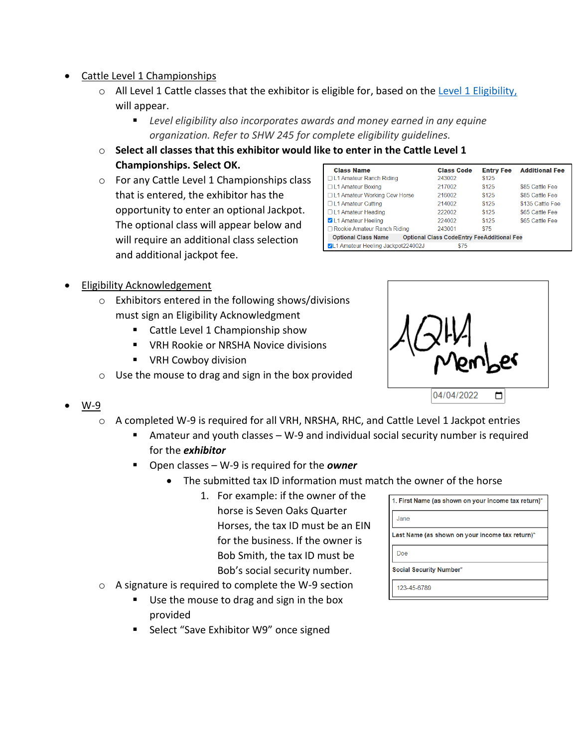- <u>Cattle Level 1 Championships</u>
  - All Level 1 Cattle classes that the exhibitor is eligible for, based on the [Level 1 Eligibility,](#) will appear.
    - *Level eligibility also incorporates awards and money earned in any equine organization. Refer to SHW 245 for complete eligibility guidelines.*
  - **Select all classes that this exhibitor would like to enter in the Cattle Level 1 Championships. Select OK.**
  - For any Cattle Level 1 Championships class that is entered, the exhibitor has the opportunity to enter an optional Jackpot. The optional class will appear below and will require an additional class selection and additional jackpot fee.

| Class Name | Class Code | Entry Fee | Additional Fee |
|---|---|---|---|
| ☐ L1 Amateur Ranch Riding | 243002 | $125 | |
| ☐ L1 Amateur Boxing | 217002 | $125 | $85 Cattle Fee |
| ☐ L1 Amateur Working Cow Horse | 216002 | $125 | $85 Cattle Fee |
| ☐ L1 Amateur Cutting | 214002 | $125 | $135 Cattle Fee |
| ☐ L1 Amateur Heading | 222002 | $125 | $65 Cattle Fee |
| ☑ L1 Amateur Heeling | 224002 | $125 | $65 Cattle Fee |
| ☐ Rookie Amateur Ranch Riding | 243001 | $75 | |
| **Optional Class Name** | **Optional Class Code** | **Entry Fee** | **Additional Fee** |
| ☑ L1 Amateur Heeling Jackpot | 224002J | $75 | |

- <u>Eligibility Acknowledgement</u>
  - Exhibitors entered in the following shows/divisions must sign an Eligibility Acknowledgment
    - Cattle Level 1 Championship show
    - VRH Rookie or NRSHA Novice divisions
    - VRH Cowboy division
  - Use the mouse to drag and sign in the box provided

AQHA Member

04/04/2022

- <u>W-9</u>
  - A completed W-9 is required for all VRH, NRSHA, RHC, and Cattle Level 1 Jackpot entries
    - Amateur and youth classes – W-9 and individual social security number is required for the ***exhibitor***
    - Open classes – W-9 is required for the ***owner***
      - The submitted tax ID information must match the owner of the horse
        1. For example: if the owner of the horse is Seven Oaks Quarter Horses, the tax ID must be an EIN for the business. If the owner is Bob Smith, the tax ID must be Bob's social security number.
  - A signature is required to complete the W-9 section
    - Use the mouse to drag and sign in the box provided
    - Select "Save Exhibitor W9" once signed

| 1. First Name (as shown on your income tax return)* |
|---|
| Jane |
| Last Name (as shown on your income tax return)* |
| Doe |
| Social Security Number* |
| 123-45-6789 |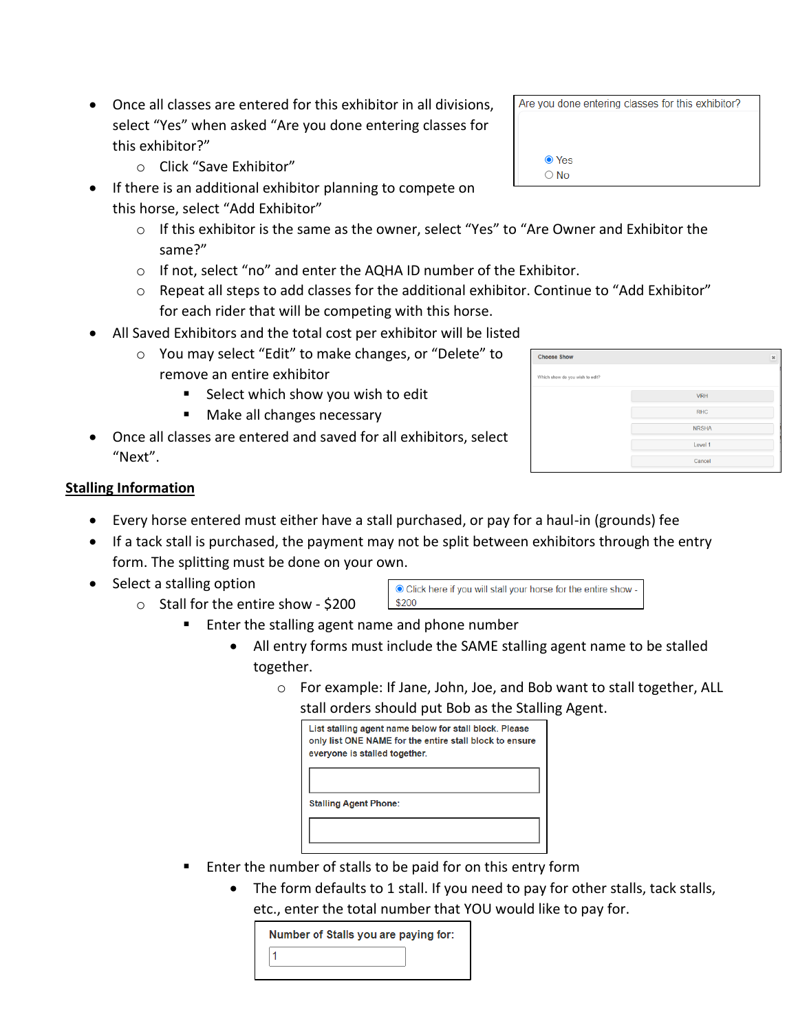- Once all classes are entered for this exhibitor in all divisions, select "Yes" when asked "Are you done entering classes for this exhibitor?"
  - Click "Save Exhibitor"

Are you done entering classes for this exhibitor?

- [x] Yes
- [ ] No

- If there is an additional exhibitor planning to compete on this horse, select "Add Exhibitor"
  - If this exhibitor is the same as the owner, select "Yes" to "Are Owner and Exhibitor the same?"
  - If not, select "no" and enter the AQHA ID number of the Exhibitor.
  - Repeat all steps to add classes for the additional exhibitor. Continue to "Add Exhibitor" for each rider that will be competing with this horse.
- All Saved Exhibitors and the total cost per exhibitor will be listed
  - You may select "Edit" to make changes, or "Delete" to remove an entire exhibitor
    - Select which show you wish to edit
    - Make all changes necessary

Choose Show

Which show do you wish to edit?

VRH | RHC | NRSHA | Level 1 | Cancel

- Once all classes are entered and saved for all exhibitors, select "Next".

## Stalling Information

- Every horse entered must either have a stall purchased, or pay for a haul-in (grounds) fee
- If a tack stall is purchased, the payment may not be split between exhibitors through the entry form. The splitting must be done on your own.
- Select a stalling option
  - Stall for the entire show - $200
    - Enter the stalling agent name and phone number
      - All entry forms must include the SAME stalling agent name to be stalled together.
        - For example: If Jane, John, Joe, and Bob want to stall together, ALL stall orders should put Bob as the Stalling Agent.
    - Enter the number of stalls to be paid for on this entry form
      - The form defaults to 1 stall. If you need to pay for other stalls, tack stalls, etc., enter the total number that YOU would like to pay for.

- [x] Click here if you will stall your horse for the entire show - $200

List stalling agent name below for stall block. Please only list ONE NAME for the entire stall block to ensure everyone is stalled together.

Stalling Agent Phone:

Number of Stalls you are paying for: 1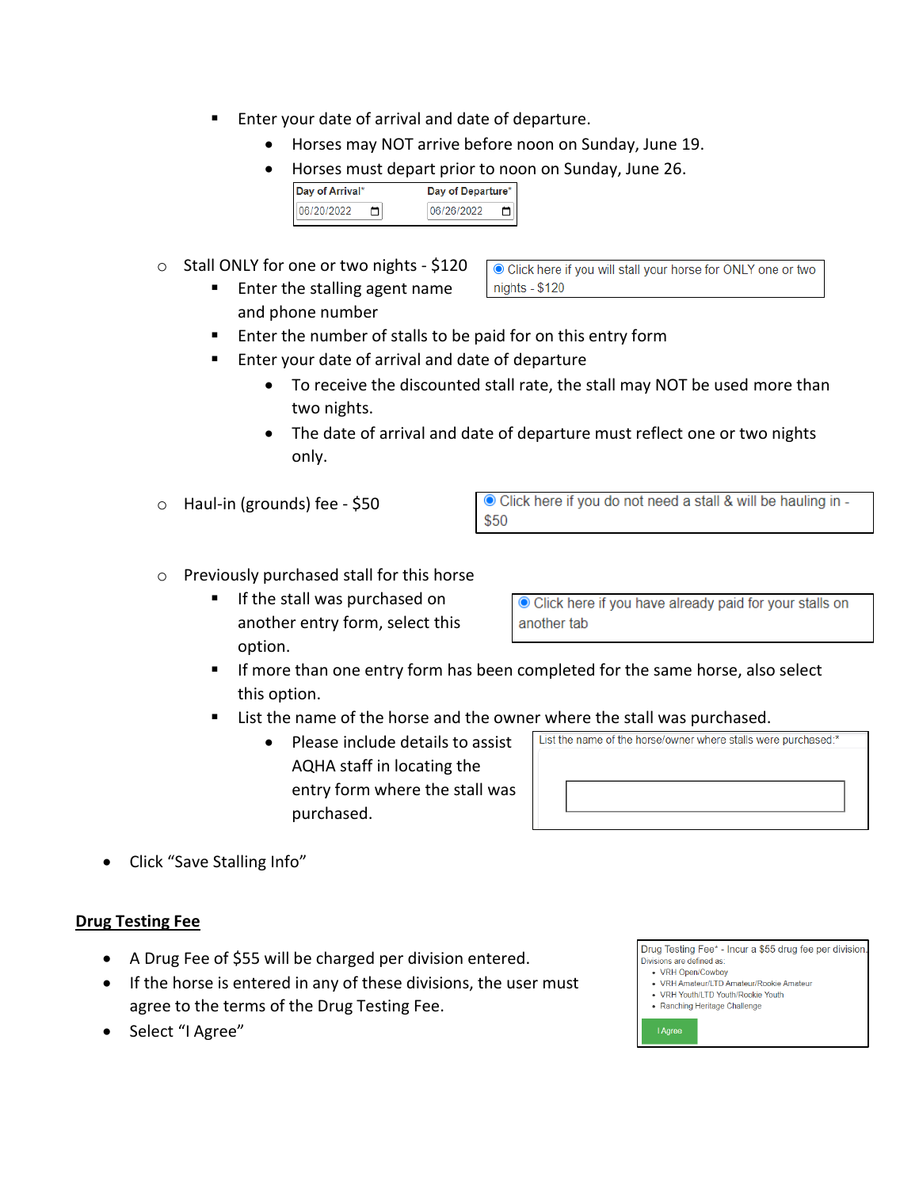- Enter your date of arrival and date of departure.
  - Horses may NOT arrive before noon on Sunday, June 19.
  - Horses must depart prior to noon on Sunday, June 26.

  Day of Arrival* 06/20/2022 | Day of Departure* 06/26/2022

- Stall ONLY for one or two nights - $120

  Click here if you will stall your horse for ONLY one or two nights - $120

  - Enter the stalling agent name and phone number
  - Enter the number of stalls to be paid for on this entry form
  - Enter your date of arrival and date of departure
    - To receive the discounted stall rate, the stall may NOT be used more than two nights.
    - The date of arrival and date of departure must reflect one or two nights only.

- Haul-in (grounds) fee - $50

  Click here if you do not need a stall & will be hauling in - $50

- Previously purchased stall for this horse

  Click here if you have already paid for your stalls on another tab

  - If the stall was purchased on another entry form, select this option.
  - If more than one entry form has been completed for the same horse, also select this option.
  - List the name of the horse and the owner where the stall was purchased.
    - Please include details to assist AQHA staff in locating the entry form where the stall was purchased.

  List the name of the horse/owner where stalls were purchased:*

- Click "Save Stalling Info"

## Drug Testing Fee

- A Drug Fee of $55 will be charged per division entered.
- If the horse is entered in any of these divisions, the user must agree to the terms of the Drug Testing Fee.
- Select "I Agree"

Drug Testing Fee* - Incur a $55 drug fee per division. Divisions are defined as:

- VRH Open/Cowboy
- VRH Amateur/LTD Amateur/Rookie Amateur
- VRH Youth/LTD Youth/Rookie Youth
- Ranching Heritage Challenge

I Agree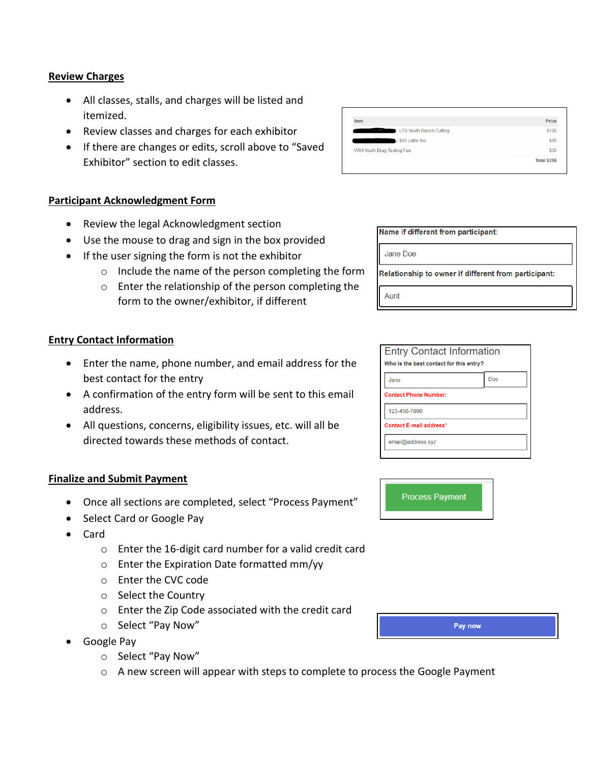## Review Charges

- All classes, stalls, and charges will be listed and itemized.
- Review classes and charges for each exhibitor
- If there are changes or edits, scroll above to "Saved Exhibitor" section to edit classes.

| Item | Price |
|---|---|
| - LTD Youth Ranch Cutting | $105 |
| - $95 cattle fee | $95 |
| VRH Youth Drug Testing Fee | $55 |
| | Total $255 |

## Participant Acknowledgment Form

- Review the legal Acknowledgment section
- Use the mouse to drag and sign in the box provided
- If the user signing the form is not the exhibitor
  - Include the name of the person completing the form
  - Enter the relationship of the person completing the form to the owner/exhibitor, if different

**Name if different from participant:**

Jane Doe

**Relationship to owner if different from participant:**

Aunt

## Entry Contact Information

- Enter the name, phone number, and email address for the best contact for the entry
- A confirmation of the entry form will be sent to this email address.
- All questions, concerns, eligibility issues, etc. will all be directed towards these methods of contact.

Entry Contact Information

**Who is the best contact for this entry?**

Jane | Doe

**Contact Phone Number:**

123-456-7890

**Contact E-mail address***

email@address.xyz

## Finalize and Submit Payment

- Once all sections are completed, select "Process Payment"
- Select Card or Google Pay
- Card
  - Enter the 16-digit card number for a valid credit card
  - Enter the Expiration Date formatted mm/yy
  - Enter the CVC code
  - Select the Country
  - Enter the Zip Code associated with the credit card
  - Select "Pay Now"
- Google Pay
  - Select "Pay Now"
  - A new screen will appear with steps to complete to process the Google Payment

Process Payment

Pay now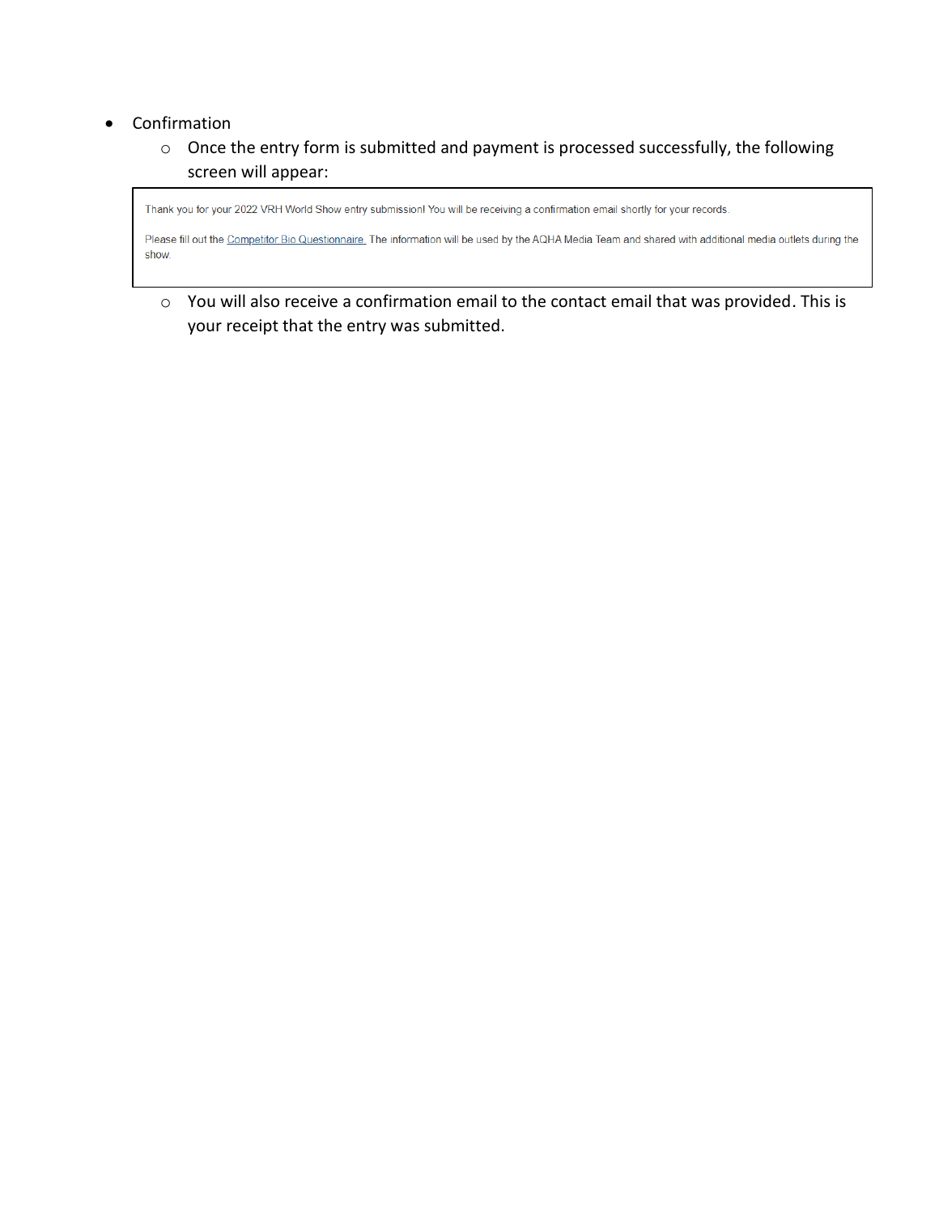- Confirmation
  - Once the entry form is submitted and payment is processed successfully, the following screen will appear:

> Thank you for your 2022 VRH World Show entry submission! You will be receiving a confirmation email shortly for your records.
>
> Please fill out the Competitor Bio Questionnaire. The information will be used by the AQHA Media Team and shared with additional media outlets during the show.

  - You will also receive a confirmation email to the contact email that was provided. This is your receipt that the entry was submitted.